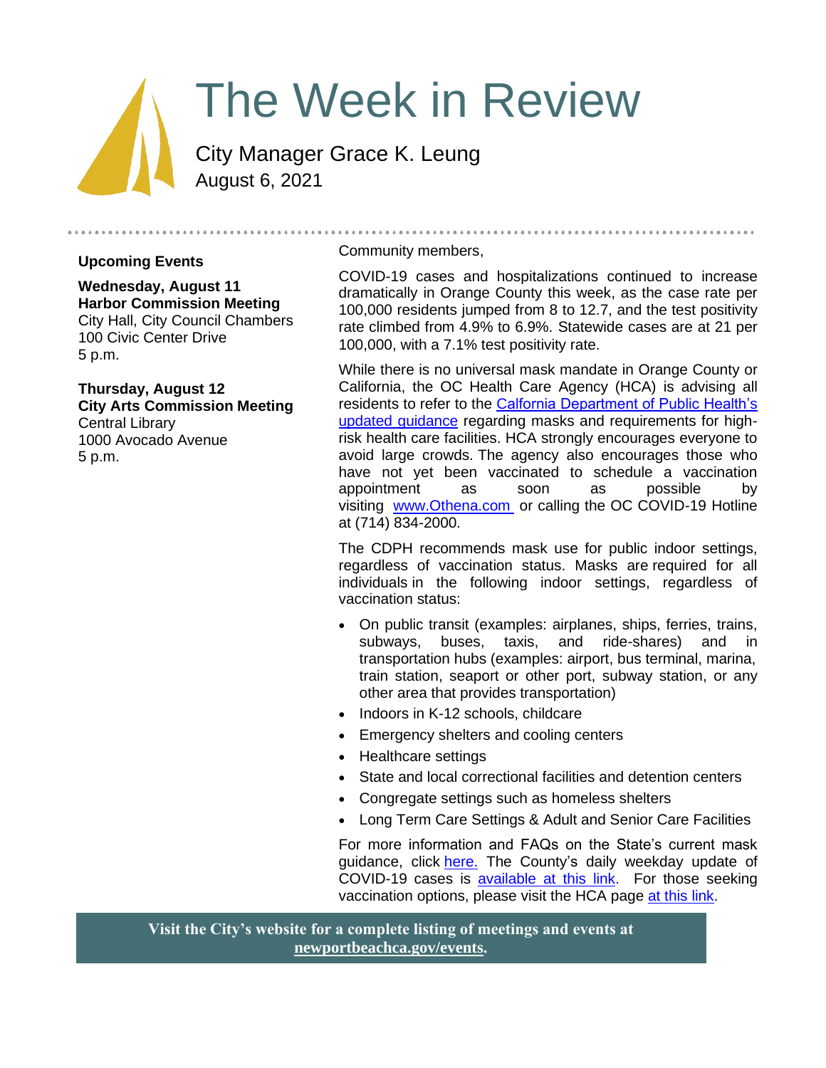# The Week in Review

City Manager Grace K. Leung
August 6, 2021

**Upcoming Events**

**Wednesday, August 11**
**Harbor Commission Meeting**
City Hall, City Council Chambers
100 Civic Center Drive
5 p.m.

**Thursday, August 12**
**City Arts Commission Meeting**
Central Library
1000 Avocado Avenue
5 p.m.

Community members,

COVID-19 cases and hospitalizations continued to increase dramatically in Orange County this week, as the case rate per 100,000 residents jumped from 8 to 12.7, and the test positivity rate climbed from 4.9% to 6.9%. Statewide cases are at 21 per 100,000, with a 7.1% test positivity rate.

While there is no universal mask mandate in Orange County or California, the OC Health Care Agency (HCA) is advising all residents to refer to the California Department of Public Health's updated guidance regarding masks and requirements for high-risk health care facilities. HCA strongly encourages everyone to avoid large crowds. The agency also encourages those who have not yet been vaccinated to schedule a vaccination appointment as soon as possible by visiting www.Othena.com or calling the OC COVID-19 Hotline at (714) 834-2000.

The CDPH recommends mask use for public indoor settings, regardless of vaccination status. Masks are required for all individuals in the following indoor settings, regardless of vaccination status:

- On public transit (examples: airplanes, ships, ferries, trains, subways, buses, taxis, and ride-shares) and in transportation hubs (examples: airport, bus terminal, marina, train station, seaport or other port, subway station, or any other area that provides transportation)
- Indoors in K-12 schools, childcare
- Emergency shelters and cooling centers
- Healthcare settings
- State and local correctional facilities and detention centers
- Congregate settings such as homeless shelters
- Long Term Care Settings & Adult and Senior Care Facilities

For more information and FAQs on the State's current mask guidance, click here. The County's daily weekday update of COVID-19 cases is available at this link. For those seeking vaccination options, please visit the HCA page at this link.

**Visit the City's website for a complete listing of meetings and events at newportbeachca.gov/events.**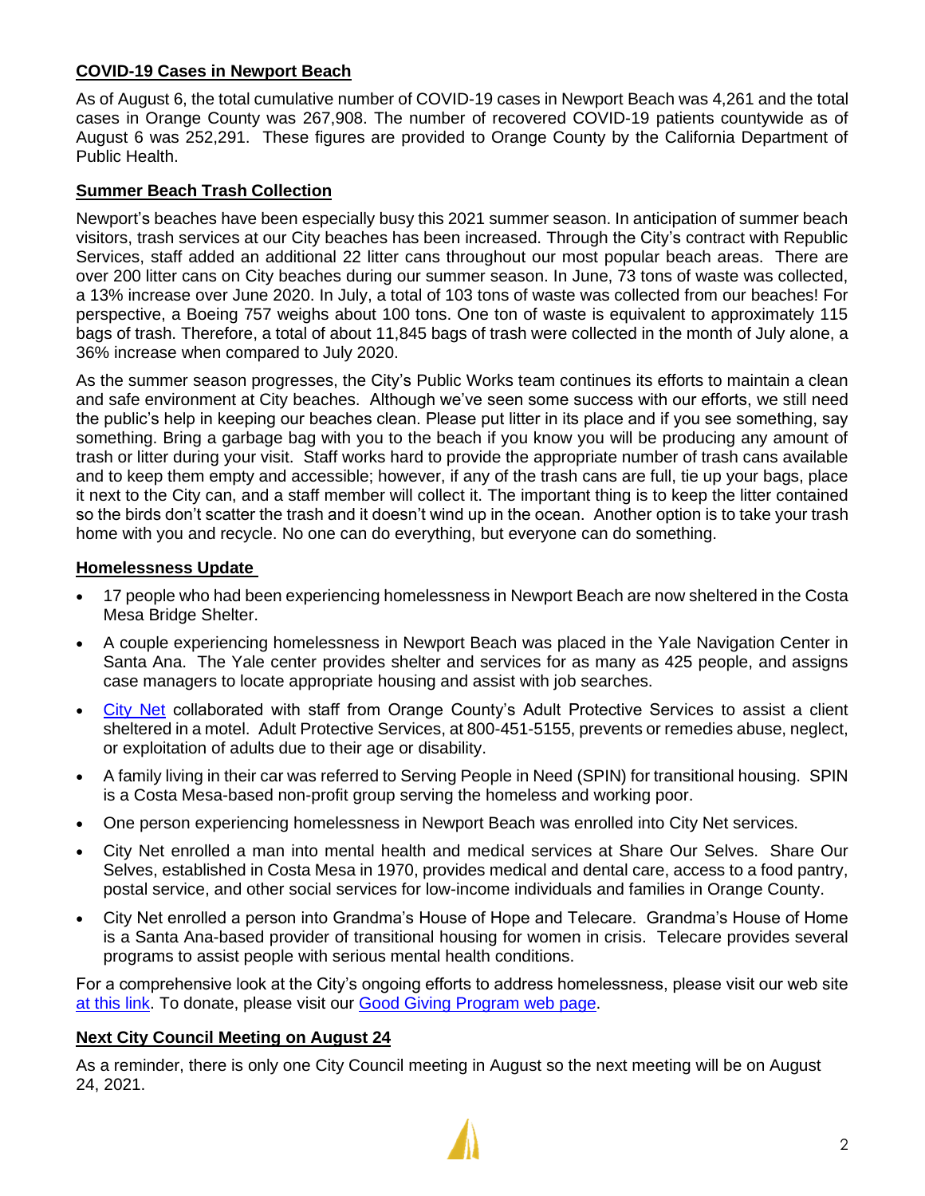**COVID-19 Cases in Newport Beach**

As of August 6, the total cumulative number of COVID-19 cases in Newport Beach was 4,261 and the total cases in Orange County was 267,908. The number of recovered COVID-19 patients countywide as of August 6 was 252,291. These figures are provided to Orange County by the California Department of Public Health.

**Summer Beach Trash Collection**

Newport's beaches have been especially busy this 2021 summer season. In anticipation of summer beach visitors, trash services at our City beaches has been increased. Through the City's contract with Republic Services, staff added an additional 22 litter cans throughout our most popular beach areas. There are over 200 litter cans on City beaches during our summer season. In June, 73 tons of waste was collected, a 13% increase over June 2020. In July, a total of 103 tons of waste was collected from our beaches! For perspective, a Boeing 757 weighs about 100 tons. One ton of waste is equivalent to approximately 115 bags of trash. Therefore, a total of about 11,845 bags of trash were collected in the month of July alone, a 36% increase when compared to July 2020.

As the summer season progresses, the City's Public Works team continues its efforts to maintain a clean and safe environment at City beaches. Although we've seen some success with our efforts, we still need the public's help in keeping our beaches clean. Please put litter in its place and if you see something, say something. Bring a garbage bag with you to the beach if you know you will be producing any amount of trash or litter during your visit. Staff works hard to provide the appropriate number of trash cans available and to keep them empty and accessible; however, if any of the trash cans are full, tie up your bags, place it next to the City can, and a staff member will collect it. The important thing is to keep the litter contained so the birds don't scatter the trash and it doesn't wind up in the ocean. Another option is to take your trash home with you and recycle. No one can do everything, but everyone can do something.

**Homelessness Update**

- 17 people who had been experiencing homelessness in Newport Beach are now sheltered in the Costa Mesa Bridge Shelter.
- A couple experiencing homelessness in Newport Beach was placed in the Yale Navigation Center in Santa Ana. The Yale center provides shelter and services for as many as 425 people, and assigns case managers to locate appropriate housing and assist with job searches.
- City Net collaborated with staff from Orange County's Adult Protective Services to assist a client sheltered in a motel. Adult Protective Services, at 800-451-5155, prevents or remedies abuse, neglect, or exploitation of adults due to their age or disability.
- A family living in their car was referred to Serving People in Need (SPIN) for transitional housing. SPIN is a Costa Mesa-based non-profit group serving the homeless and working poor.
- One person experiencing homelessness in Newport Beach was enrolled into City Net services.
- City Net enrolled a man into mental health and medical services at Share Our Selves. Share Our Selves, established in Costa Mesa in 1970, provides medical and dental care, access to a food pantry, postal service, and other social services for low-income individuals and families in Orange County.
- City Net enrolled a person into Grandma's House of Hope and Telecare. Grandma's House of Home is a Santa Ana-based provider of transitional housing for women in crisis. Telecare provides several programs to assist people with serious mental health conditions.

For a comprehensive look at the City's ongoing efforts to address homelessness, please visit our web site at this link. To donate, please visit our Good Giving Program web page.

**Next City Council Meeting on August 24**

As a reminder, there is only one City Council meeting in August so the next meeting will be on August 24, 2021.